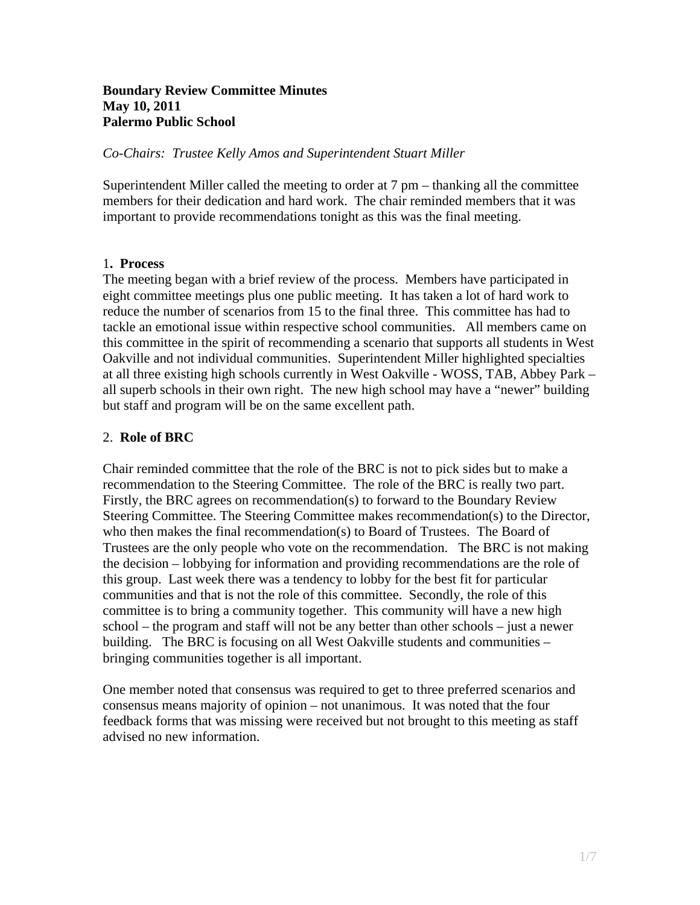**Boundary Review Committee Minutes**
**May 10, 2011**
**Palermo Public School**

*Co-Chairs: Trustee Kelly Amos and Superintendent Stuart Miller*

Superintendent Miller called the meeting to order at 7 pm – thanking all the committee members for their dedication and hard work. The chair reminded members that it was important to provide recommendations tonight as this was the final meeting.

## 1. **Process**

The meeting began with a brief review of the process. Members have participated in eight committee meetings plus one public meeting. It has taken a lot of hard work to reduce the number of scenarios from 15 to the final three. This committee has had to tackle an emotional issue within respective school communities. All members came on this committee in the spirit of recommending a scenario that supports all students in West Oakville and not individual communities. Superintendent Miller highlighted specialties at all three existing high schools currently in West Oakville - WOSS, TAB, Abbey Park – all superb schools in their own right. The new high school may have a "newer" building but staff and program will be on the same excellent path.

## 2. **Role of BRC**

Chair reminded committee that the role of the BRC is not to pick sides but to make a recommendation to the Steering Committee. The role of the BRC is really two part. Firstly, the BRC agrees on recommendation(s) to forward to the Boundary Review Steering Committee. The Steering Committee makes recommendation(s) to the Director, who then makes the final recommendation(s) to Board of Trustees. The Board of Trustees are the only people who vote on the recommendation. The BRC is not making the decision – lobbying for information and providing recommendations are the role of this group. Last week there was a tendency to lobby for the best fit for particular communities and that is not the role of this committee. Secondly, the role of this committee is to bring a community together. This community will have a new high school – the program and staff will not be any better than other schools – just a newer building. The BRC is focusing on all West Oakville students and communities – bringing communities together is all important.

One member noted that consensus was required to get to three preferred scenarios and consensus means majority of opinion – not unanimous. It was noted that the four feedback forms that was missing were received but not brought to this meeting as staff advised no new information.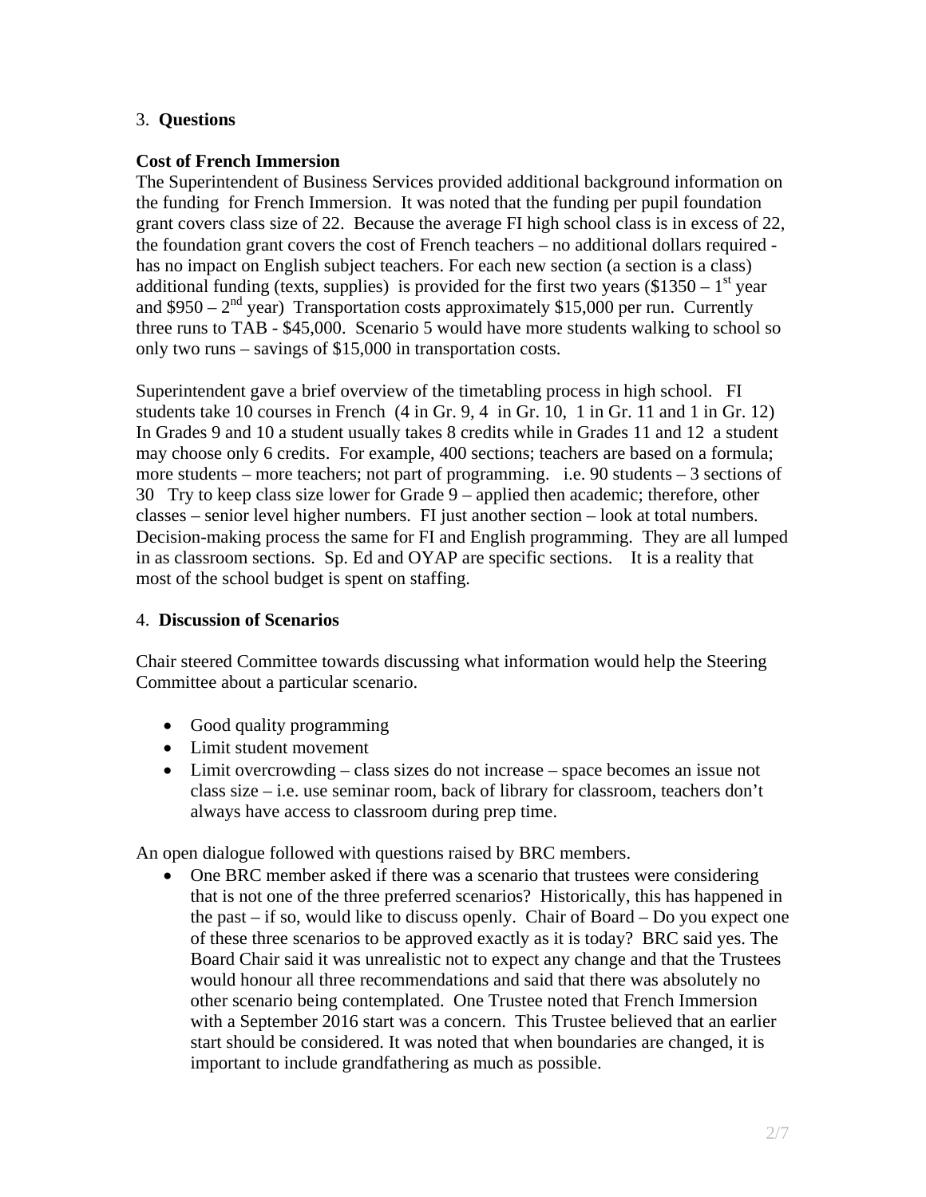3. **Questions**

**Cost of French Immersion**

The Superintendent of Business Services provided additional background information on the funding for French Immersion. It was noted that the funding per pupil foundation grant covers class size of 22. Because the average FI high school class is in excess of 22, the foundation grant covers the cost of French teachers – no additional dollars required - has no impact on English subject teachers. For each new section (a section is a class) additional funding (texts, supplies) is provided for the first two years ($1350 – 1st year and $950 – 2nd year) Transportation costs approximately $15,000 per run. Currently three runs to TAB - $45,000. Scenario 5 would have more students walking to school so only two runs – savings of $15,000 in transportation costs.

Superintendent gave a brief overview of the timetabling process in high school. FI students take 10 courses in French (4 in Gr. 9, 4 in Gr. 10, 1 in Gr. 11 and 1 in Gr. 12) In Grades 9 and 10 a student usually takes 8 credits while in Grades 11 and 12 a student may choose only 6 credits. For example, 400 sections; teachers are based on a formula; more students – more teachers; not part of programming. i.e. 90 students – 3 sections of 30 Try to keep class size lower for Grade 9 – applied then academic; therefore, other classes – senior level higher numbers. FI just another section – look at total numbers. Decision-making process the same for FI and English programming. They are all lumped in as classroom sections. Sp. Ed and OYAP are specific sections. It is a reality that most of the school budget is spent on staffing.

4. **Discussion of Scenarios**

Chair steered Committee towards discussing what information would help the Steering Committee about a particular scenario.

- Good quality programming
- Limit student movement
- Limit overcrowding – class sizes do not increase – space becomes an issue not class size – i.e. use seminar room, back of library for classroom, teachers don't always have access to classroom during prep time.

An open dialogue followed with questions raised by BRC members.

- One BRC member asked if there was a scenario that trustees were considering that is not one of the three preferred scenarios? Historically, this has happened in the past – if so, would like to discuss openly. Chair of Board – Do you expect one of these three scenarios to be approved exactly as it is today? BRC said yes. The Board Chair said it was unrealistic not to expect any change and that the Trustees would honour all three recommendations and said that there was absolutely no other scenario being contemplated. One Trustee noted that French Immersion with a September 2016 start was a concern. This Trustee believed that an earlier start should be considered. It was noted that when boundaries are changed, it is important to include grandfathering as much as possible.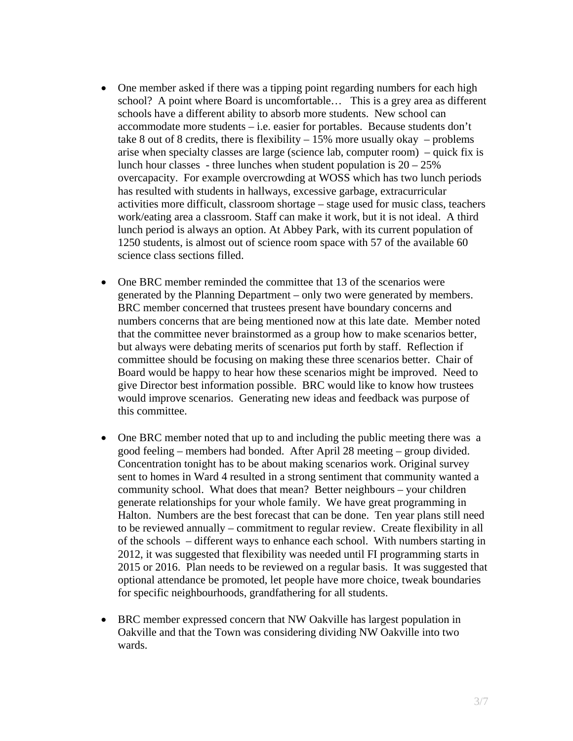- One member asked if there was a tipping point regarding numbers for each high school? A point where Board is uncomfortable… This is a grey area as different schools have a different ability to absorb more students. New school can accommodate more students – i.e. easier for portables. Because students don't take 8 out of 8 credits, there is flexibility – 15% more usually okay – problems arise when specialty classes are large (science lab, computer room) – quick fix is lunch hour classes - three lunches when student population is 20 – 25% overcapacity. For example overcrowding at WOSS which has two lunch periods has resulted with students in hallways, excessive garbage, extracurricular activities more difficult, classroom shortage – stage used for music class, teachers work/eating area a classroom. Staff can make it work, but it is not ideal. A third lunch period is always an option. At Abbey Park, with its current population of 1250 students, is almost out of science room space with 57 of the available 60 science class sections filled.

- One BRC member reminded the committee that 13 of the scenarios were generated by the Planning Department – only two were generated by members. BRC member concerned that trustees present have boundary concerns and numbers concerns that are being mentioned now at this late date. Member noted that the committee never brainstormed as a group how to make scenarios better, but always were debating merits of scenarios put forth by staff. Reflection if committee should be focusing on making these three scenarios better. Chair of Board would be happy to hear how these scenarios might be improved. Need to give Director best information possible. BRC would like to know how trustees would improve scenarios. Generating new ideas and feedback was purpose of this committee.

- One BRC member noted that up to and including the public meeting there was a good feeling – members had bonded. After April 28 meeting – group divided. Concentration tonight has to be about making scenarios work. Original survey sent to homes in Ward 4 resulted in a strong sentiment that community wanted a community school. What does that mean? Better neighbours – your children generate relationships for your whole family. We have great programming in Halton. Numbers are the best forecast that can be done. Ten year plans still need to be reviewed annually – commitment to regular review. Create flexibility in all of the schools – different ways to enhance each school. With numbers starting in 2012, it was suggested that flexibility was needed until FI programming starts in 2015 or 2016. Plan needs to be reviewed on a regular basis. It was suggested that optional attendance be promoted, let people have more choice, tweak boundaries for specific neighbourhoods, grandfathering for all students.

- BRC member expressed concern that NW Oakville has largest population in Oakville and that the Town was considering dividing NW Oakville into two wards.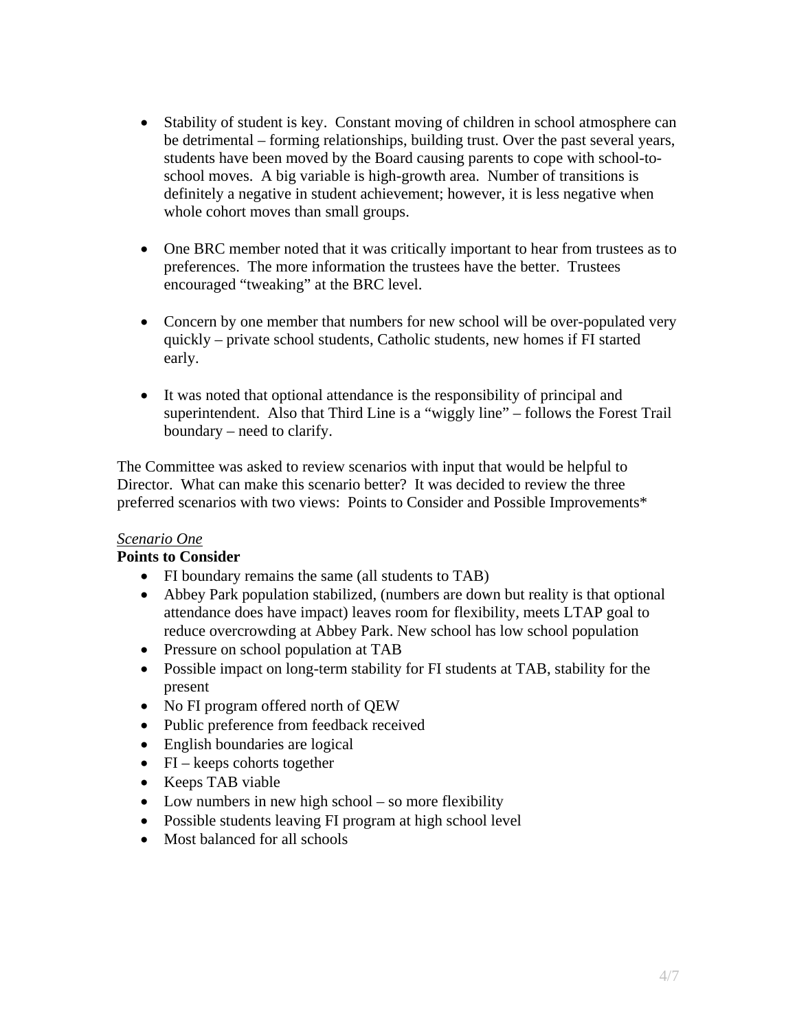- Stability of student is key. Constant moving of children in school atmosphere can be detrimental – forming relationships, building trust. Over the past several years, students have been moved by the Board causing parents to cope with school-to-school moves. A big variable is high-growth area. Number of transitions is definitely a negative in student achievement; however, it is less negative when whole cohort moves than small groups.

- One BRC member noted that it was critically important to hear from trustees as to preferences. The more information the trustees have the better. Trustees encouraged "tweaking" at the BRC level.

- Concern by one member that numbers for new school will be over-populated very quickly – private school students, Catholic students, new homes if FI started early.

- It was noted that optional attendance is the responsibility of principal and superintendent. Also that Third Line is a "wiggly line" – follows the Forest Trail boundary – need to clarify.

The Committee was asked to review scenarios with input that would be helpful to Director. What can make this scenario better? It was decided to review the three preferred scenarios with two views: Points to Consider and Possible Improvements*

*Scenario One*

**Points to Consider**

- FI boundary remains the same (all students to TAB)
- Abbey Park population stabilized, (numbers are down but reality is that optional attendance does have impact) leaves room for flexibility, meets LTAP goal to reduce overcrowding at Abbey Park. New school has low school population
- Pressure on school population at TAB
- Possible impact on long-term stability for FI students at TAB, stability for the present
- No FI program offered north of QEW
- Public preference from feedback received
- English boundaries are logical
- FI – keeps cohorts together
- Keeps TAB viable
- Low numbers in new high school – so more flexibility
- Possible students leaving FI program at high school level
- Most balanced for all schools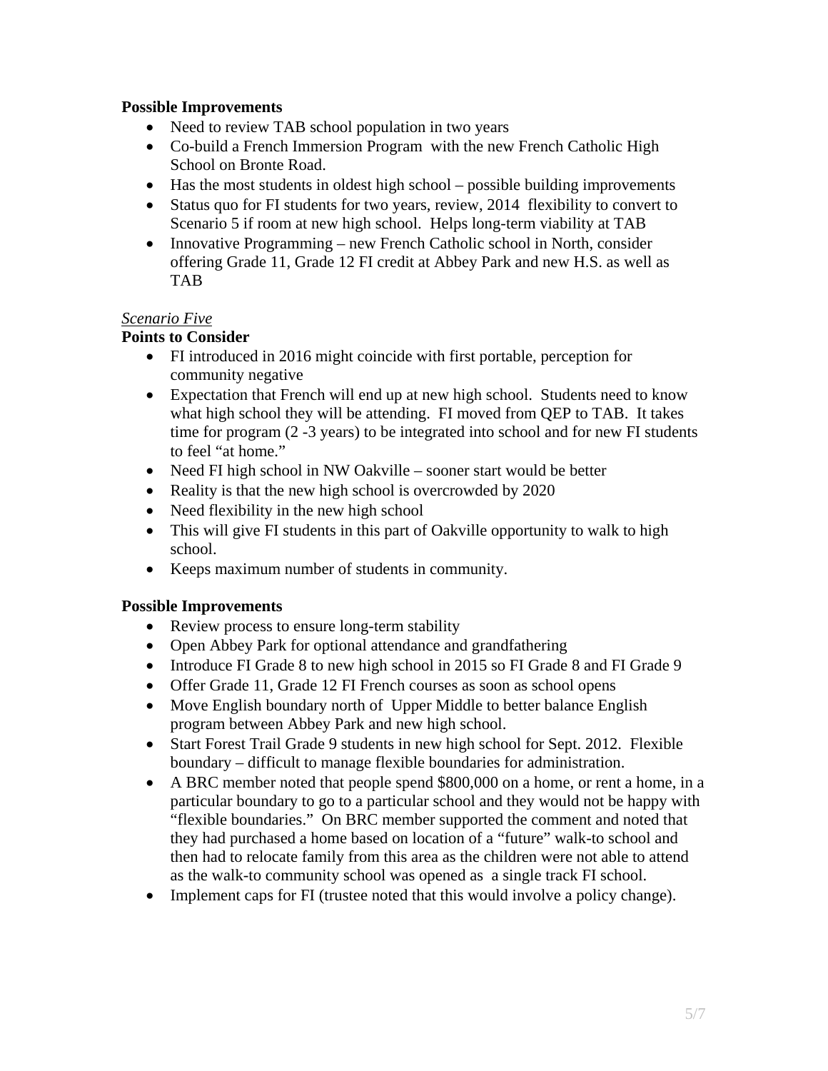**Possible Improvements**

- Need to review TAB school population in two years
- Co-build a French Immersion Program with the new French Catholic High School on Bronte Road.
- Has the most students in oldest high school – possible building improvements
- Status quo for FI students for two years, review, 2014 flexibility to convert to Scenario 5 if room at new high school. Helps long-term viability at TAB
- Innovative Programming – new French Catholic school in North, consider offering Grade 11, Grade 12 FI credit at Abbey Park and new H.S. as well as TAB

*Scenario Five*

**Points to Consider**

- FI introduced in 2016 might coincide with first portable, perception for community negative
- Expectation that French will end up at new high school. Students need to know what high school they will be attending. FI moved from QEP to TAB. It takes time for program (2 -3 years) to be integrated into school and for new FI students to feel "at home."
- Need FI high school in NW Oakville – sooner start would be better
- Reality is that the new high school is overcrowded by 2020
- Need flexibility in the new high school
- This will give FI students in this part of Oakville opportunity to walk to high school.
- Keeps maximum number of students in community.

**Possible Improvements**

- Review process to ensure long-term stability
- Open Abbey Park for optional attendance and grandfathering
- Introduce FI Grade 8 to new high school in 2015 so FI Grade 8 and FI Grade 9
- Offer Grade 11, Grade 12 FI French courses as soon as school opens
- Move English boundary north of Upper Middle to better balance English program between Abbey Park and new high school.
- Start Forest Trail Grade 9 students in new high school for Sept. 2012. Flexible boundary – difficult to manage flexible boundaries for administration.
- A BRC member noted that people spend $800,000 on a home, or rent a home, in a particular boundary to go to a particular school and they would not be happy with "flexible boundaries." On BRC member supported the comment and noted that they had purchased a home based on location of a "future" walk-to school and then had to relocate family from this area as the children were not able to attend as the walk-to community school was opened as a single track FI school.
- Implement caps for FI (trustee noted that this would involve a policy change).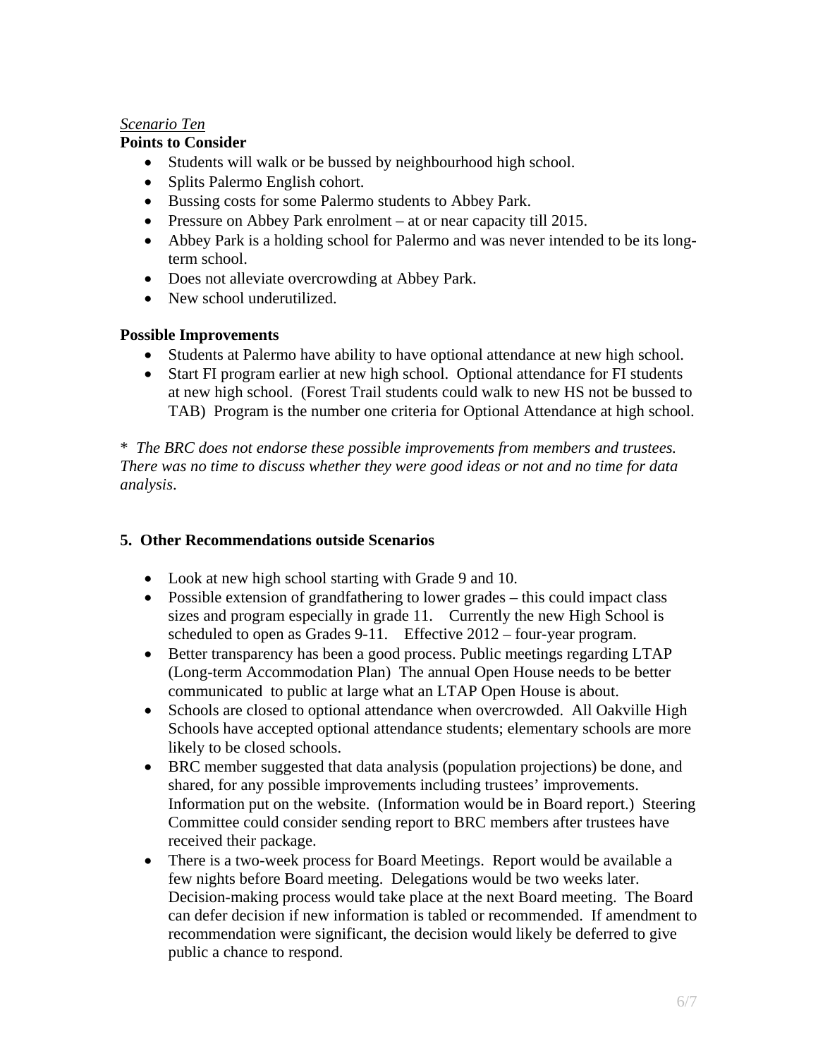*Scenario Ten*

**Points to Consider**

- Students will walk or be bussed by neighbourhood high school.
- Splits Palermo English cohort.
- Bussing costs for some Palermo students to Abbey Park.
- Pressure on Abbey Park enrolment – at or near capacity till 2015.
- Abbey Park is a holding school for Palermo and was never intended to be its long-term school.
- Does not alleviate overcrowding at Abbey Park.
- New school underutilized.

**Possible Improvements**

- Students at Palermo have ability to have optional attendance at new high school.
- Start FI program earlier at new high school. Optional attendance for FI students at new high school. (Forest Trail students could walk to new HS not be bussed to TAB) Program is the number one criteria for Optional Attendance at high school.

\* *The BRC does not endorse these possible improvements from members and trustees. There was no time to discuss whether they were good ideas or not and no time for data analysis*.

**5. Other Recommendations outside Scenarios**

- Look at new high school starting with Grade 9 and 10.
- Possible extension of grandfathering to lower grades – this could impact class sizes and program especially in grade 11. Currently the new High School is scheduled to open as Grades 9-11. Effective 2012 – four-year program.
- Better transparency has been a good process. Public meetings regarding LTAP (Long-term Accommodation Plan) The annual Open House needs to be better communicated to public at large what an LTAP Open House is about.
- Schools are closed to optional attendance when overcrowded. All Oakville High Schools have accepted optional attendance students; elementary schools are more likely to be closed schools.
- BRC member suggested that data analysis (population projections) be done, and shared, for any possible improvements including trustees' improvements. Information put on the website. (Information would be in Board report.) Steering Committee could consider sending report to BRC members after trustees have received their package.
- There is a two-week process for Board Meetings. Report would be available a few nights before Board meeting. Delegations would be two weeks later. Decision-making process would take place at the next Board meeting. The Board can defer decision if new information is tabled or recommended. If amendment to recommendation were significant, the decision would likely be deferred to give public a chance to respond.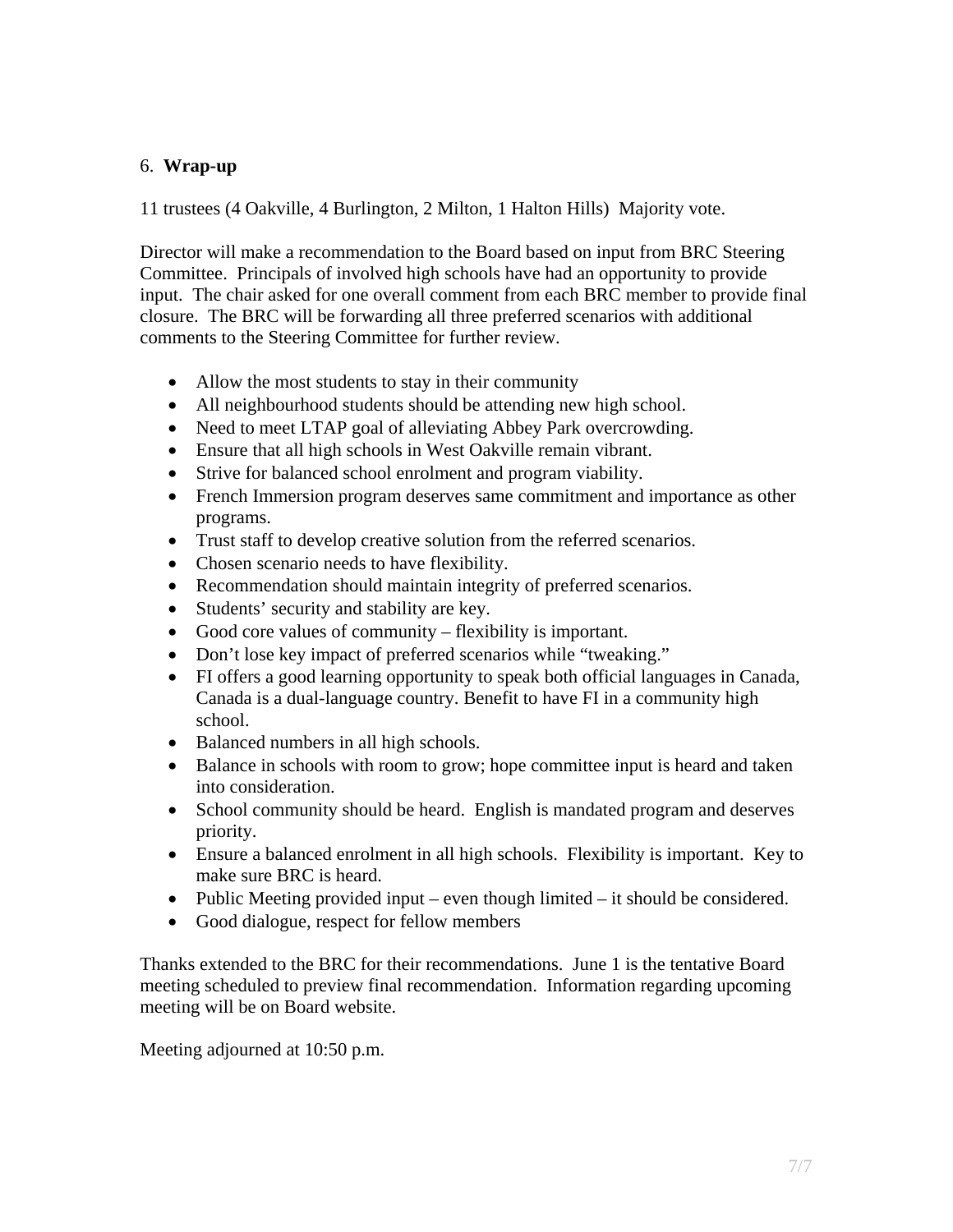## 6. **Wrap-up**

11 trustees (4 Oakville, 4 Burlington, 2 Milton, 1 Halton Hills) Majority vote.

Director will make a recommendation to the Board based on input from BRC Steering Committee. Principals of involved high schools have had an opportunity to provide input. The chair asked for one overall comment from each BRC member to provide final closure. The BRC will be forwarding all three preferred scenarios with additional comments to the Steering Committee for further review.

- Allow the most students to stay in their community
- All neighbourhood students should be attending new high school.
- Need to meet LTAP goal of alleviating Abbey Park overcrowding.
- Ensure that all high schools in West Oakville remain vibrant.
- Strive for balanced school enrolment and program viability.
- French Immersion program deserves same commitment and importance as other programs.
- Trust staff to develop creative solution from the referred scenarios.
- Chosen scenario needs to have flexibility.
- Recommendation should maintain integrity of preferred scenarios.
- Students' security and stability are key.
- Good core values of community – flexibility is important.
- Don't lose key impact of preferred scenarios while "tweaking."
- FI offers a good learning opportunity to speak both official languages in Canada, Canada is a dual-language country. Benefit to have FI in a community high school.
- Balanced numbers in all high schools.
- Balance in schools with room to grow; hope committee input is heard and taken into consideration.
- School community should be heard. English is mandated program and deserves priority.
- Ensure a balanced enrolment in all high schools. Flexibility is important. Key to make sure BRC is heard.
- Public Meeting provided input – even though limited – it should be considered.
- Good dialogue, respect for fellow members

Thanks extended to the BRC for their recommendations. June 1 is the tentative Board meeting scheduled to preview final recommendation. Information regarding upcoming meeting will be on Board website.

Meeting adjourned at 10:50 p.m.